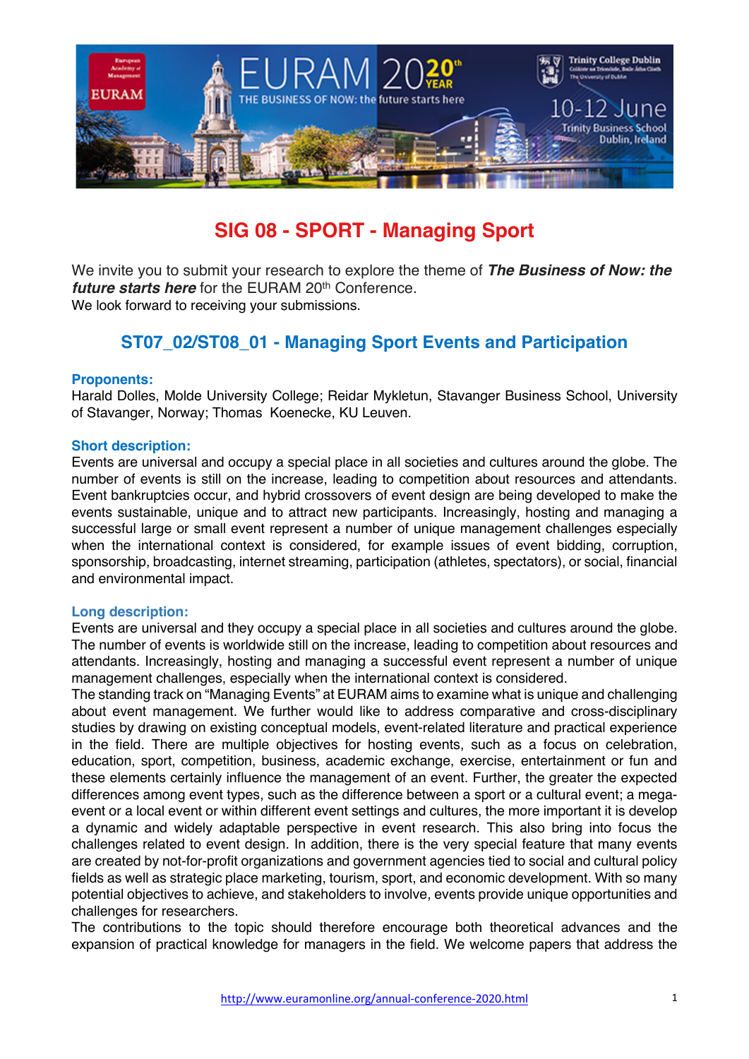# SIG 08 - SPORT - Managing Sport

We invite you to submit your research to explore the theme of ***The Business of Now: the future starts here*** for the EURAM 20th Conference.
We look forward to receiving your submissions.

## ST07_02/ST08_01 - Managing Sport Events and Participation

### Proponents:

Harald Dolles, Molde University College; Reidar Mykletun, Stavanger Business School, University of Stavanger, Norway; Thomas Koenecke, KU Leuven.

### Short description:

Events are universal and occupy a special place in all societies and cultures around the globe. The number of events is still on the increase, leading to competition about resources and attendants. Event bankruptcies occur, and hybrid crossovers of event design are being developed to make the events sustainable, unique and to attract new participants. Increasingly, hosting and managing a successful large or small event represent a number of unique management challenges especially when the international context is considered, for example issues of event bidding, corruption, sponsorship, broadcasting, internet streaming, participation (athletes, spectators), or social, financial and environmental impact.

### Long description:

Events are universal and they occupy a special place in all societies and cultures around the globe. The number of events is worldwide still on the increase, leading to competition about resources and attendants. Increasingly, hosting and managing a successful event represent a number of unique management challenges, especially when the international context is considered.
The standing track on "Managing Events" at EURAM aims to examine what is unique and challenging about event management. We further would like to address comparative and cross-disciplinary studies by drawing on existing conceptual models, event-related literature and practical experience in the field. There are multiple objectives for hosting events, such as a focus on celebration, education, sport, competition, business, academic exchange, exercise, entertainment or fun and these elements certainly influence the management of an event. Further, the greater the expected differences among event types, such as the difference between a sport or a cultural event; a mega-event or a local event or within different event settings and cultures, the more important it is develop a dynamic and widely adaptable perspective in event research. This also bring into focus the challenges related to event design. In addition, there is the very special feature that many events are created by not-for-profit organizations and government agencies tied to social and cultural policy fields as well as strategic place marketing, tourism, sport, and economic development. With so many potential objectives to achieve, and stakeholders to involve, events provide unique opportunities and challenges for researchers.
The contributions to the topic should therefore encourage both theoretical advances and the expansion of practical knowledge for managers in the field. We welcome papers that address the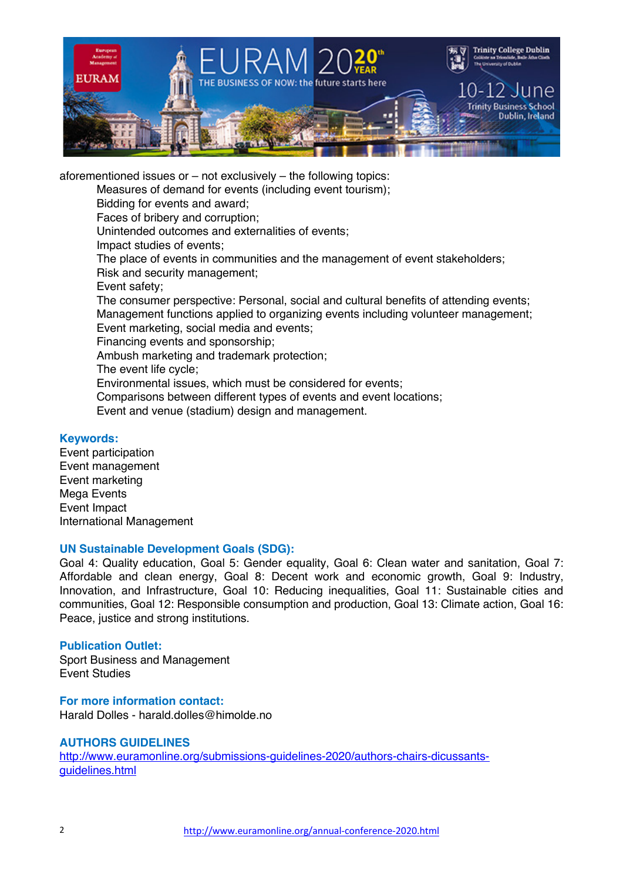aforementioned issues or – not exclusively – the following topics:

- Measures of demand for events (including event tourism);
- Bidding for events and award;
- Faces of bribery and corruption;
- Unintended outcomes and externalities of events;
- Impact studies of events;
- The place of events in communities and the management of event stakeholders;
- Risk and security management;
- Event safety;
- The consumer perspective: Personal, social and cultural benefits of attending events;
- Management functions applied to organizing events including volunteer management;
- Event marketing, social media and events;
- Financing events and sponsorship;
- Ambush marketing and trademark protection;
- The event life cycle;
- Environmental issues, which must be considered for events;
- Comparisons between different types of events and event locations;
- Event and venue (stadium) design and management.

**Keywords:**

Event participation
Event management
Event marketing
Mega Events
Event Impact
International Management

**UN Sustainable Development Goals (SDG):**

Goal 4: Quality education, Goal 5: Gender equality, Goal 6: Clean water and sanitation, Goal 7: Affordable and clean energy, Goal 8: Decent work and economic growth, Goal 9: Industry, Innovation, and Infrastructure, Goal 10: Reducing inequalities, Goal 11: Sustainable cities and communities, Goal 12: Responsible consumption and production, Goal 13: Climate action, Goal 16: Peace, justice and strong institutions.

**Publication Outlet:**

Sport Business and Management
Event Studies

**For more information contact:**

Harald Dolles - harald.dolles@himolde.no

**AUTHORS GUIDELINES**

http://www.euramonline.org/submissions-guidelines-2020/authors-chairs-dicussants-guidelines.html